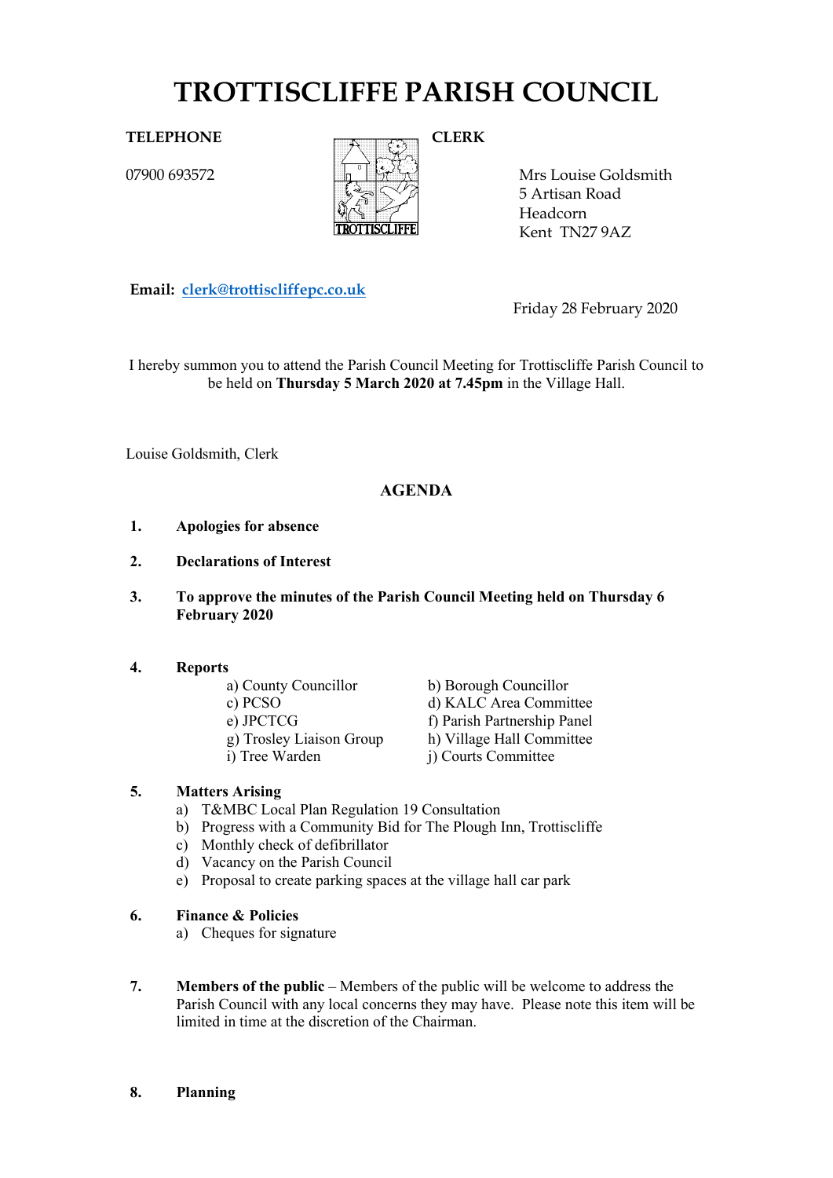# TROTTISCLIFFE PARISH COUNCIL

**TELEPHONE**

07900 693572

**CLERK**

Mrs Louise Goldsmith
5 Artisan Road
Headcorn
Kent TN27 9AZ

**Email:** clerk@trottiscliffepc.co.uk

Friday 28 February 2020

I hereby summon you to attend the Parish Council Meeting for Trottiscliffe Parish Council to be held on **Thursday 5 March 2020 at 7.45pm** in the Village Hall.

Louise Goldsmith, Clerk

## AGENDA

1. **Apologies for absence**

2. **Declarations of Interest**

3. **To approve the minutes of the Parish Council Meeting held on Thursday 6 February 2020**

4. **Reports**
   - a) County Councillor
   - b) Borough Councillor
   - c) PCSO
   - d) KALC Area Committee
   - e) JPCTCG
   - f) Parish Partnership Panel
   - g) Trosley Liaison Group
   - h) Village Hall Committee
   - i) Tree Warden
   - j) Courts Committee

5. **Matters Arising**
   - a) T&MBC Local Plan Regulation 19 Consultation
   - b) Progress with a Community Bid for The Plough Inn, Trottiscliffe
   - c) Monthly check of defibrillator
   - d) Vacancy on the Parish Council
   - e) Proposal to create parking spaces at the village hall car park

6. **Finance & Policies**
   - a) Cheques for signature

7. **Members of the public** – Members of the public will be welcome to address the Parish Council with any local concerns they may have. Please note this item will be limited in time at the discretion of the Chairman.

8. **Planning**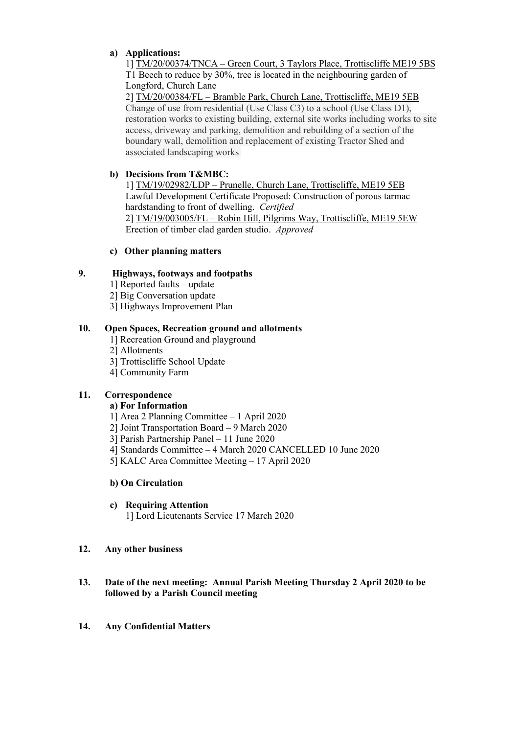**a) Applications:**

1] TM/20/00374/TNCA – Green Court, 3 Taylors Place, Trottiscliffe ME19 5BS
T1 Beech to reduce by 30%, tree is located in the neighbouring garden of Longford, Church Lane

2] TM/20/00384/FL – Bramble Park, Church Lane, Trottiscliffe, ME19 5EB
Change of use from residential (Use Class C3) to a school (Use Class D1), restoration works to existing building, external site works including works to site access, driveway and parking, demolition and rebuilding of a section of the boundary wall, demolition and replacement of existing Tractor Shed and associated landscaping works

**b) Decisions from T&MBC:**

1] TM/19/02982/LDP – Prunelle, Church Lane, Trottiscliffe, ME19 5EB
Lawful Development Certificate Proposed: Construction of porous tarmac hardstanding to front of dwelling. *Certified*

2] TM/19/003005/FL – Robin Hill, Pilgrims Way, Trottiscliffe, ME19 5EW
Erection of timber clad garden studio. *Approved*

**c) Other planning matters**

**9. Highways, footways and footpaths**

1] Reported faults – update
2] Big Conversation update
3] Highways Improvement Plan

**10. Open Spaces, Recreation ground and allotments**

1] Recreation Ground and playground
2] Allotments
3] Trottiscliffe School Update
4] Community Farm

**11. Correspondence**

**a) For Information**

1] Area 2 Planning Committee – 1 April 2020
2] Joint Transportation Board – 9 March 2020
3] Parish Partnership Panel – 11 June 2020
4] Standards Committee – 4 March 2020 CANCELLED 10 June 2020
5] KALC Area Committee Meeting – 17 April 2020

**b) On Circulation**

**c) Requiring Attention**

1] Lord Lieutenants Service 17 March 2020

**12. Any other business**

**13. Date of the next meeting: Annual Parish Meeting Thursday 2 April 2020 to be followed by a Parish Council meeting**

**14. Any Confidential Matters**